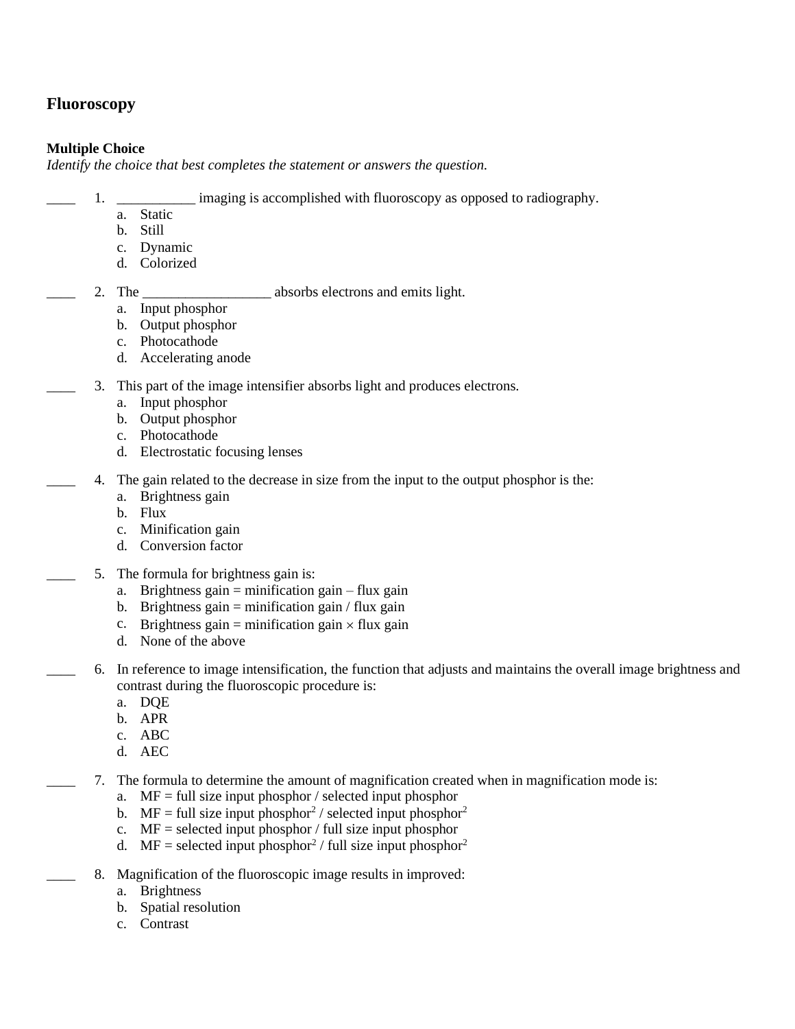# Fluoroscopy

### Multiple Choice

*Identify the choice that best completes the statement or answers the question.*

____ 1. ___________ imaging is accomplished with fluoroscopy as opposed to radiography.

a. Static
b. Still
c. Dynamic
d. Colorized

____ 2. The __________________ absorbs electrons and emits light.

a. Input phosphor
b. Output phosphor
c. Photocathode
d. Accelerating anode

____ 3. This part of the image intensifier absorbs light and produces electrons.

a. Input phosphor
b. Output phosphor
c. Photocathode
d. Electrostatic focusing lenses

____ 4. The gain related to the decrease in size from the input to the output phosphor is the:

a. Brightness gain
b. Flux
c. Minification gain
d. Conversion factor

____ 5. The formula for brightness gain is:

a. Brightness gain = minification gain – flux gain
b. Brightness gain = minification gain / flux gain
c. Brightness gain = minification gain × flux gain
d. None of the above

____ 6. In reference to image intensification, the function that adjusts and maintains the overall image brightness and contrast during the fluoroscopic procedure is:

a. DQE
b. APR
c. ABC
d. AEC

____ 7. The formula to determine the amount of magnification created when in magnification mode is:

a. MF = full size input phosphor / selected input phosphor
b. MF = full size input phosphor$^2$ / selected input phosphor$^2$
c. MF = selected input phosphor / full size input phosphor
d. MF = selected input phosphor$^2$ / full size input phosphor$^2$

____ 8. Magnification of the fluoroscopic image results in improved:

a. Brightness
b. Spatial resolution
c. Contrast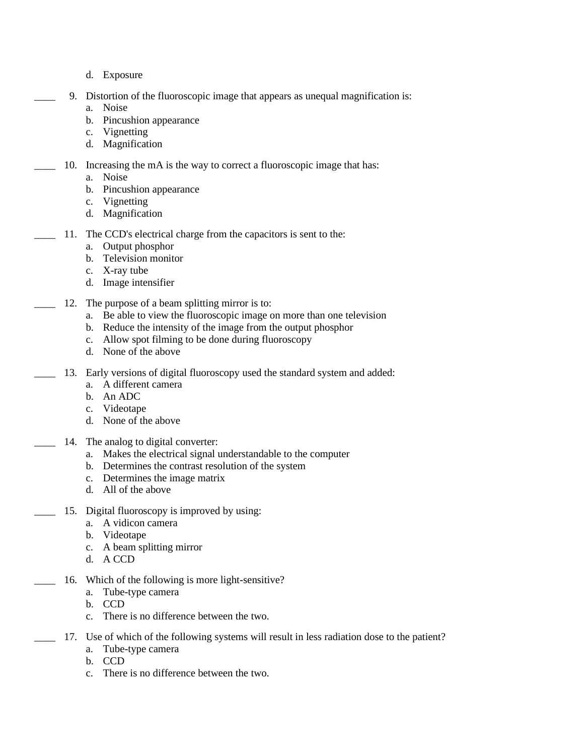d. Exposure

____ 9. Distortion of the fluoroscopic image that appears as unequal magnification is:

a. Noise
b. Pincushion appearance
c. Vignetting
d. Magnification

____ 10. Increasing the mA is the way to correct a fluoroscopic image that has:

a. Noise
b. Pincushion appearance
c. Vignetting
d. Magnification

____ 11. The CCD's electrical charge from the capacitors is sent to the:

a. Output phosphor
b. Television monitor
c. X-ray tube
d. Image intensifier

____ 12. The purpose of a beam splitting mirror is to:

a. Be able to view the fluoroscopic image on more than one television
b. Reduce the intensity of the image from the output phosphor
c. Allow spot filming to be done during fluoroscopy
d. None of the above

____ 13. Early versions of digital fluoroscopy used the standard system and added:

a. A different camera
b. An ADC
c. Videotape
d. None of the above

____ 14. The analog to digital converter:

a. Makes the electrical signal understandable to the computer
b. Determines the contrast resolution of the system
c. Determines the image matrix
d. All of the above

____ 15. Digital fluoroscopy is improved by using:

a. A vidicon camera
b. Videotape
c. A beam splitting mirror
d. A CCD

____ 16. Which of the following is more light-sensitive?

a. Tube-type camera
b. CCD
c. There is no difference between the two.

____ 17. Use of which of the following systems will result in less radiation dose to the patient?

a. Tube-type camera
b. CCD
c. There is no difference between the two.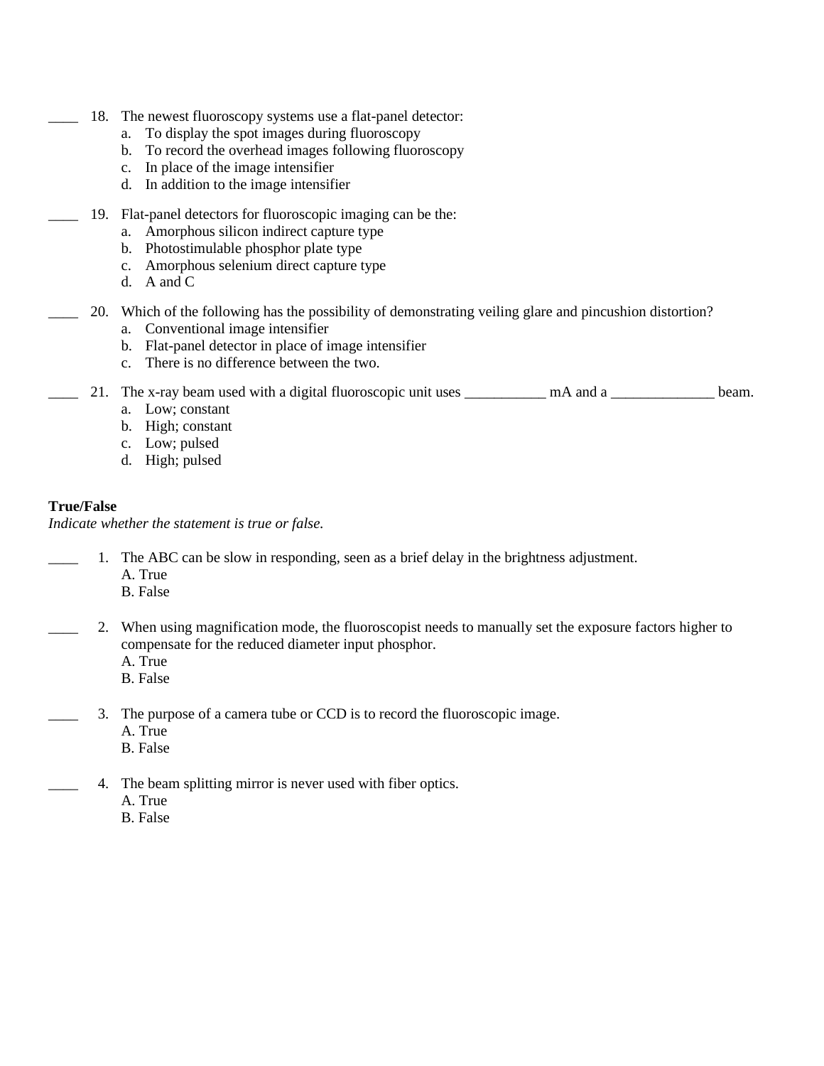____ 18. The newest fluoroscopy systems use a flat-panel detector:
   a. To display the spot images during fluoroscopy
   b. To record the overhead images following fluoroscopy
   c. In place of the image intensifier
   d. In addition to the image intensifier

____ 19. Flat-panel detectors for fluoroscopic imaging can be the:
   a. Amorphous silicon indirect capture type
   b. Photostimulable phosphor plate type
   c. Amorphous selenium direct capture type
   d. A and C

____ 20. Which of the following has the possibility of demonstrating veiling glare and pincushion distortion?
   a. Conventional image intensifier
   b. Flat-panel detector in place of image intensifier
   c. There is no difference between the two.

____ 21. The x-ray beam used with a digital fluoroscopic unit uses ___________ mA and a ______________ beam.
   a. Low; constant
   b. High; constant
   c. Low; pulsed
   d. High; pulsed

**True/False**

*Indicate whether the statement is true or false.*

____ 1. The ABC can be slow in responding, seen as a brief delay in the brightness adjustment.
   A. True
   B. False

____ 2. When using magnification mode, the fluoroscopist needs to manually set the exposure factors higher to compensate for the reduced diameter input phosphor.
   A. True
   B. False

____ 3. The purpose of a camera tube or CCD is to record the fluoroscopic image.
   A. True
   B. False

____ 4. The beam splitting mirror is never used with fiber optics.
   A. True
   B. False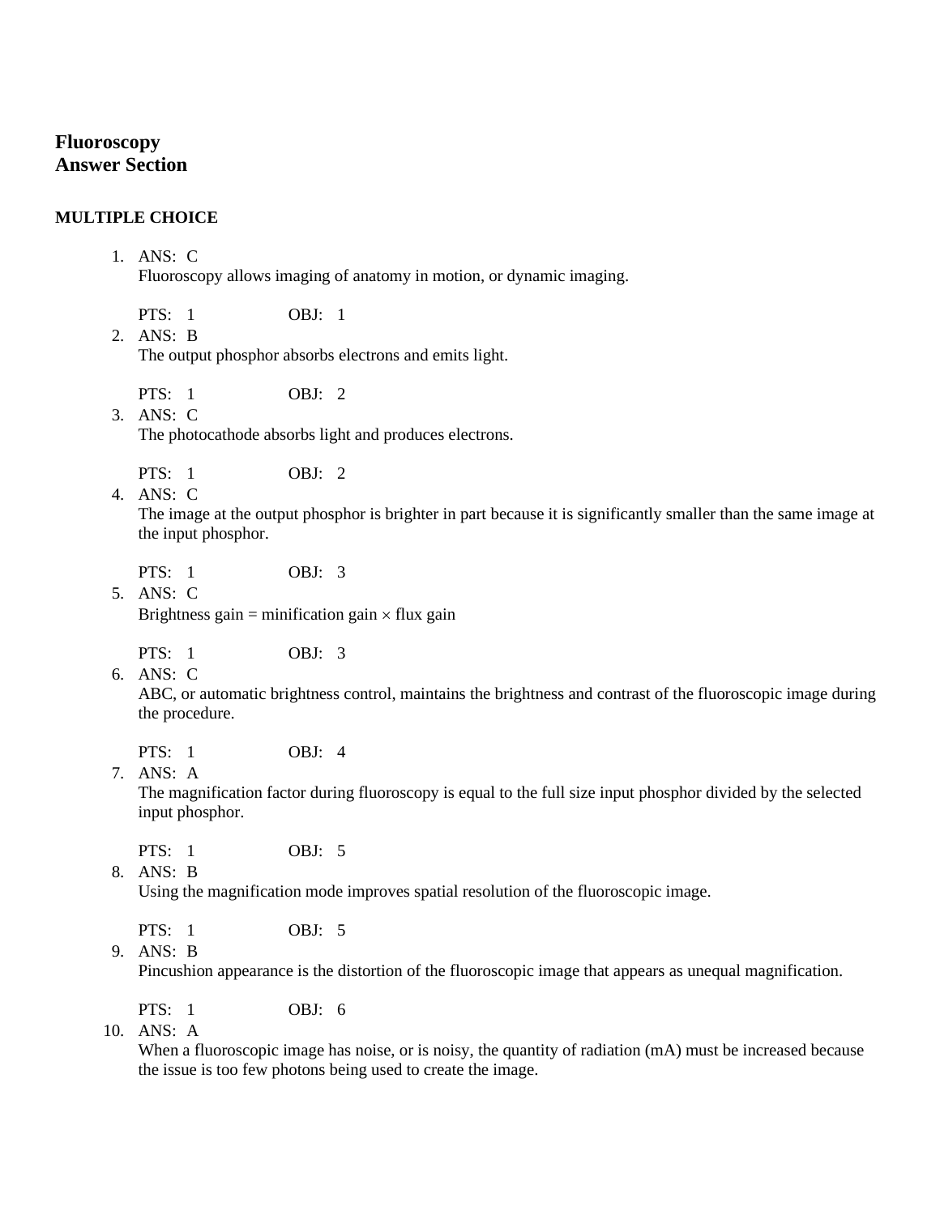# Fluoroscopy
# Answer Section

**MULTIPLE CHOICE**

1. ANS: C
   Fluoroscopy allows imaging of anatomy in motion, or dynamic imaging.

   PTS: 1 OBJ: 1

2. ANS: B
   The output phosphor absorbs electrons and emits light.

   PTS: 1 OBJ: 2

3. ANS: C
   The photocathode absorbs light and produces electrons.

   PTS: 1 OBJ: 2

4. ANS: C
   The image at the output phosphor is brighter in part because it is significantly smaller than the same image at the input phosphor.

   PTS: 1 OBJ: 3

5. ANS: C
   Brightness gain = minification gain × flux gain

   PTS: 1 OBJ: 3

6. ANS: C
   ABC, or automatic brightness control, maintains the brightness and contrast of the fluoroscopic image during the procedure.

   PTS: 1 OBJ: 4

7. ANS: A
   The magnification factor during fluoroscopy is equal to the full size input phosphor divided by the selected input phosphor.

   PTS: 1 OBJ: 5

8. ANS: B
   Using the magnification mode improves spatial resolution of the fluoroscopic image.

   PTS: 1 OBJ: 5

9. ANS: B
   Pincushion appearance is the distortion of the fluoroscopic image that appears as unequal magnification.

   PTS: 1 OBJ: 6

10. ANS: A
    When a fluoroscopic image has noise, or is noisy, the quantity of radiation (mA) must be increased because the issue is too few photons being used to create the image.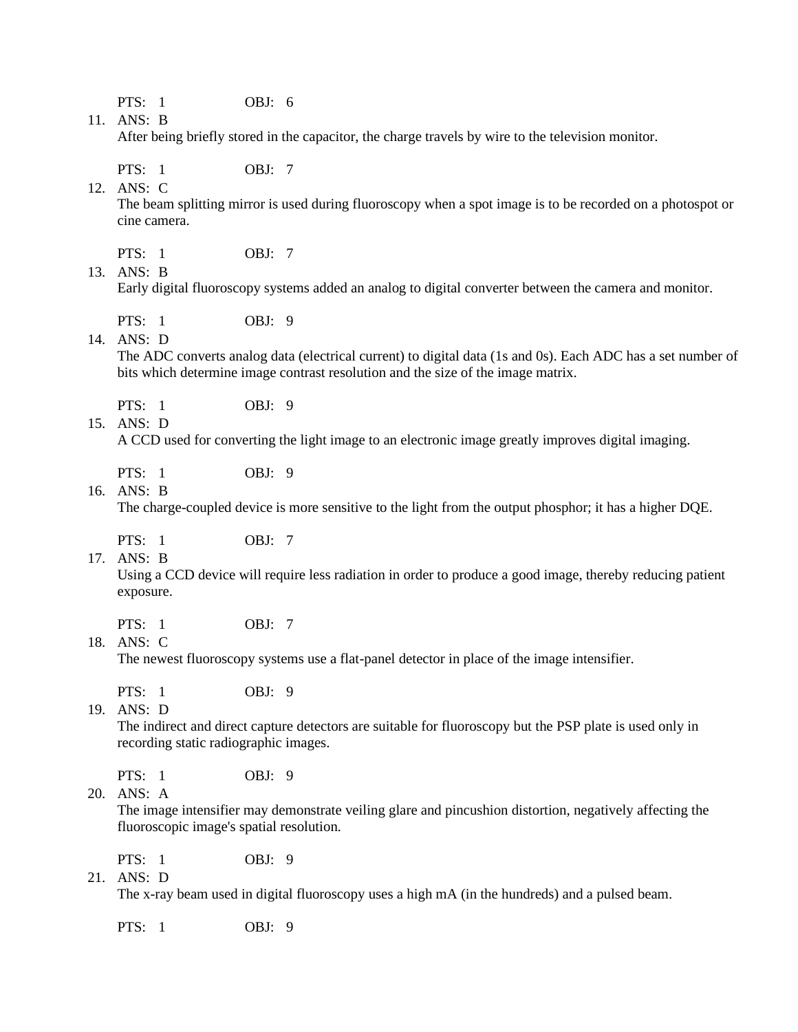PTS: 1 OBJ: 6

11. ANS: B

After being briefly stored in the capacitor, the charge travels by wire to the television monitor.

PTS: 1 OBJ: 7

12. ANS: C

The beam splitting mirror is used during fluoroscopy when a spot image is to be recorded on a photospot or cine camera.

PTS: 1 OBJ: 7

13. ANS: B

Early digital fluoroscopy systems added an analog to digital converter between the camera and monitor.

PTS: 1 OBJ: 9

14. ANS: D

The ADC converts analog data (electrical current) to digital data (1s and 0s). Each ADC has a set number of bits which determine image contrast resolution and the size of the image matrix.

PTS: 1 OBJ: 9

15. ANS: D

A CCD used for converting the light image to an electronic image greatly improves digital imaging.

PTS: 1 OBJ: 9

16. ANS: B

The charge-coupled device is more sensitive to the light from the output phosphor; it has a higher DQE.

PTS: 1 OBJ: 7

17. ANS: B

Using a CCD device will require less radiation in order to produce a good image, thereby reducing patient exposure.

PTS: 1 OBJ: 7

18. ANS: C

The newest fluoroscopy systems use a flat-panel detector in place of the image intensifier.

PTS: 1 OBJ: 9

19. ANS: D

The indirect and direct capture detectors are suitable for fluoroscopy but the PSP plate is used only in recording static radiographic images.

PTS: 1 OBJ: 9

20. ANS: A

The image intensifier may demonstrate veiling glare and pincushion distortion, negatively affecting the fluoroscopic image's spatial resolution.

PTS: 1 OBJ: 9

21. ANS: D

The x-ray beam used in digital fluoroscopy uses a high mA (in the hundreds) and a pulsed beam.

PTS: 1 OBJ: 9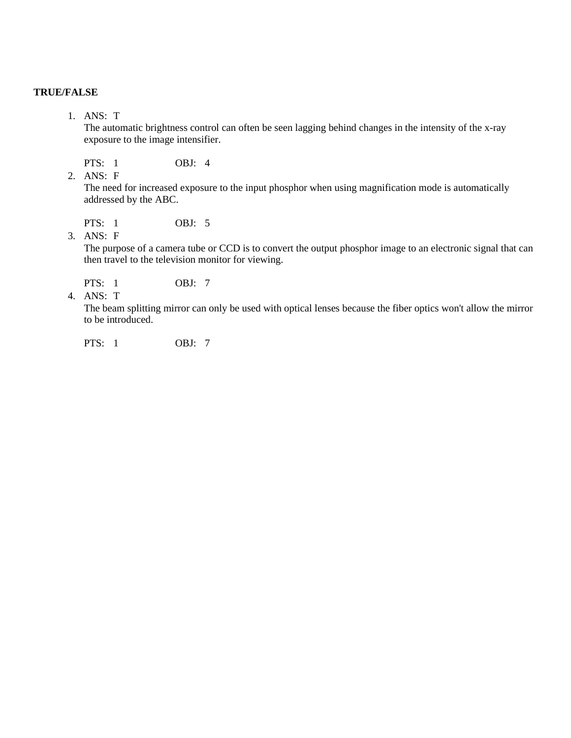**TRUE/FALSE**

1. ANS: T

   The automatic brightness control can often be seen lagging behind changes in the intensity of the x-ray exposure to the image intensifier.

   PTS: 1 OBJ: 4

2. ANS: F

   The need for increased exposure to the input phosphor when using magnification mode is automatically addressed by the ABC.

   PTS: 1 OBJ: 5

3. ANS: F

   The purpose of a camera tube or CCD is to convert the output phosphor image to an electronic signal that can then travel to the television monitor for viewing.

   PTS: 1 OBJ: 7

4. ANS: T

   The beam splitting mirror can only be used with optical lenses because the fiber optics won't allow the mirror to be introduced.

   PTS: 1 OBJ: 7